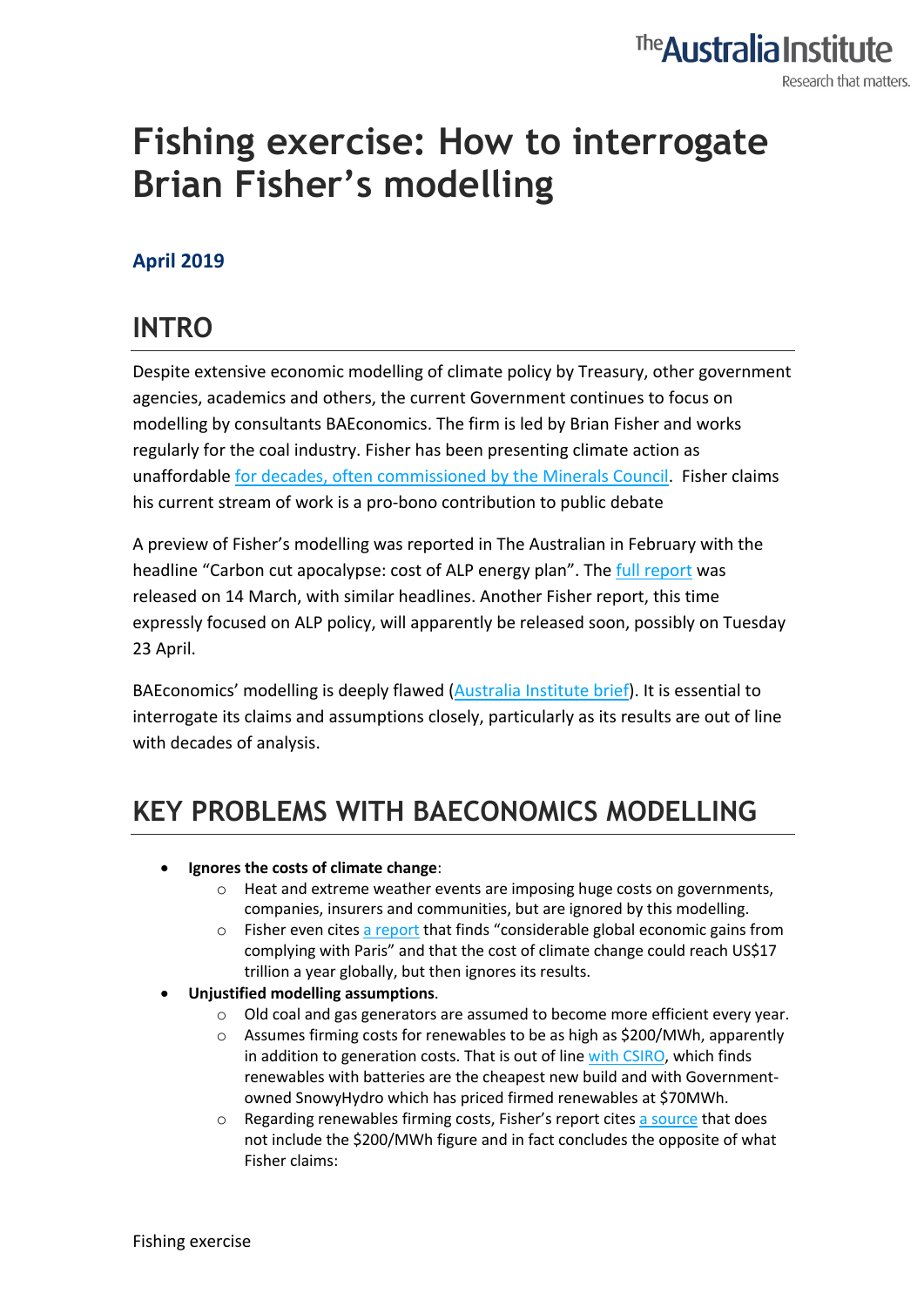# Fishing exercise: How to interrogate Brian Fisher's modelling

### April 2019

## INTRO

Despite extensive economic modelling of climate policy by Treasury, other government agencies, academics and others, the current Government continues to focus on modelling by consultants BAEconomics. The firm is led by Brian Fisher and works regularly for the coal industry. Fisher has been presenting climate action as unaffordable for decades, often commissioned by the Minerals Council. Fisher claims his current stream of work is a pro-bono contribution to public debate

A preview of Fisher's modelling was reported in The Australian in February with the headline "Carbon cut apocalypse: cost of ALP energy plan". The full report was released on 14 March, with similar headlines. Another Fisher report, this time expressly focused on ALP policy, will apparently be released soon, possibly on Tuesday 23 April.

BAEconomics' modelling is deeply flawed (Australia Institute brief). It is essential to interrogate its claims and assumptions closely, particularly as its results are out of line with decades of analysis.

## KEY PROBLEMS WITH BAECONOMICS MODELLING

- **Ignores the costs of climate change**:
  - Heat and extreme weather events are imposing huge costs on governments, companies, insurers and communities, but are ignored by this modelling.
  - Fisher even cites a report that finds "considerable global economic gains from complying with Paris" and that the cost of climate change could reach US$17 trillion a year globally, but then ignores its results.
- **Unjustified modelling assumptions**.
  - Old coal and gas generators are assumed to become more efficient every year.
  - Assumes firming costs for renewables to be as high as $200/MWh, apparently in addition to generation costs. That is out of line with CSIRO, which finds renewables with batteries are the cheapest new build and with Government-owned SnowyHydro which has priced firmed renewables at $70MWh.
  - Regarding renewables firming costs, Fisher's report cites a source that does not include the $200/MWh figure and in fact concludes the opposite of what Fisher claims: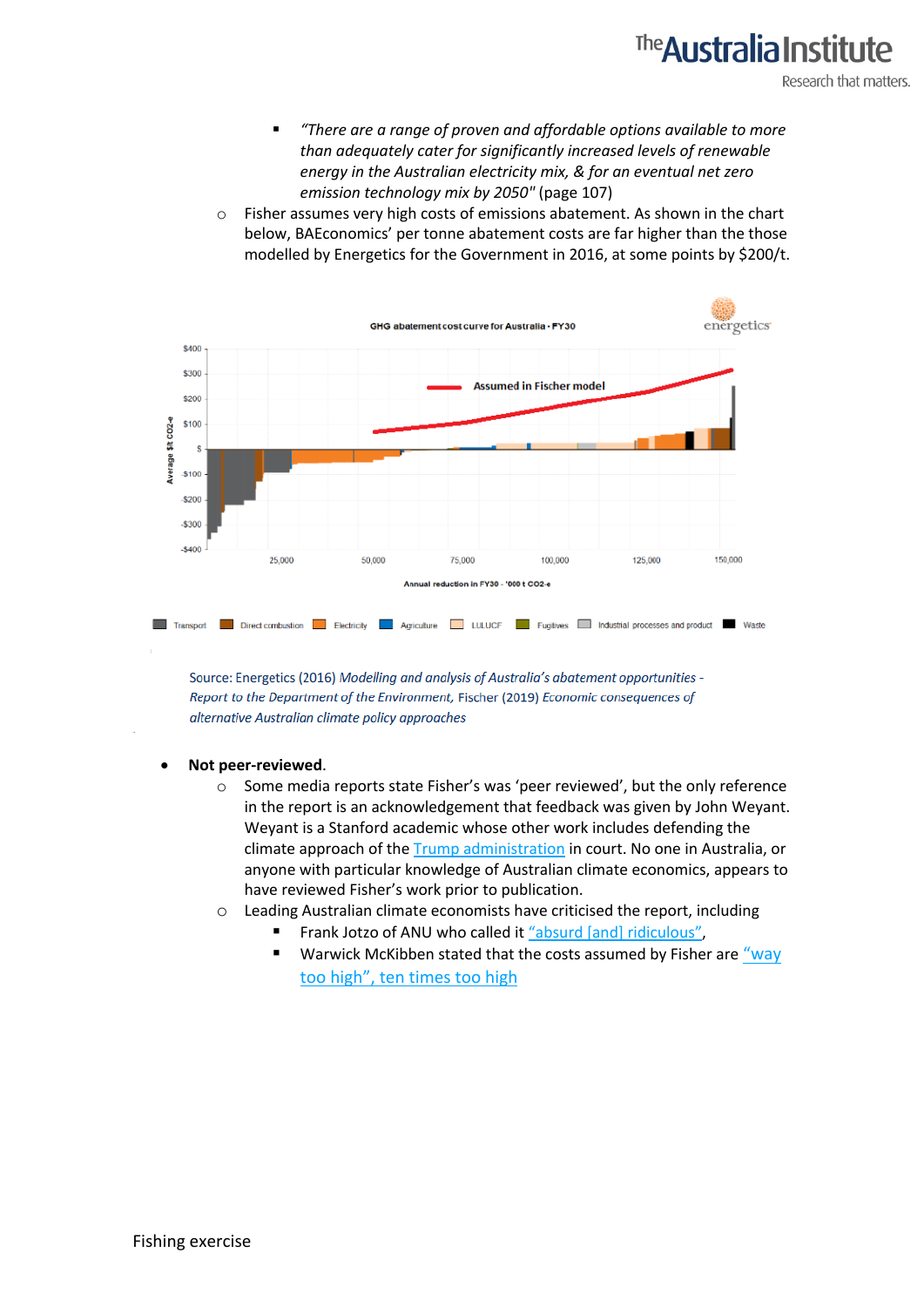- *"There are a range of proven and affordable options available to more than adequately cater for significantly increased levels of renewable energy in the Australian electricity mix, & for an eventual net zero emission technology mix by 2050"* (page 107)
- Fisher assumes very high costs of emissions abatement. As shown in the chart below, BAEconomics' per tonne abatement costs are far higher than the those modelled by Energetics for the Government in 2016, at some points by $200/t.

Source: Energetics (2016) *Modelling and analysis of Australia's abatement opportunities - Report to the Department of the Environment*, Fischer (2019) *Economic consequences of alternative Australian climate policy approaches*

- **Not peer-reviewed**.
  - Some media reports state Fisher's was 'peer reviewed', but the only reference in the report is an acknowledgement that feedback was given by John Weyant. Weyant is a Stanford academic whose other work includes defending the climate approach of the Trump administration in court. No one in Australia, or anyone with particular knowledge of Australian climate economics, appears to have reviewed Fisher's work prior to publication.
  - Leading Australian climate economists have criticised the report, including
    - Frank Jotzo of ANU who called it "absurd [and] ridiculous",
    - Warwick McKibben stated that the costs assumed by Fisher are "way too high", ten times too high

Fishing exercise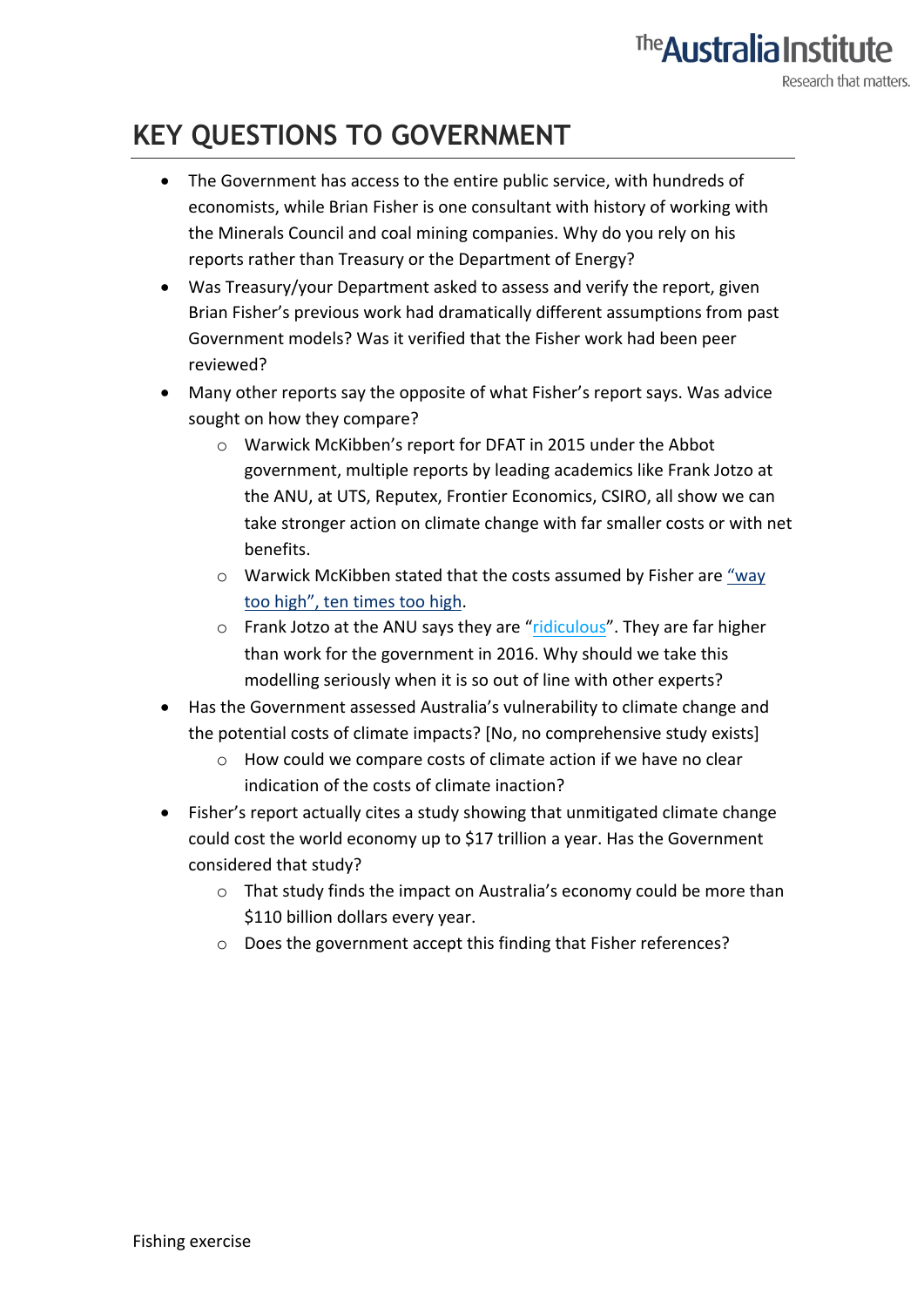## KEY QUESTIONS TO GOVERNMENT

- The Government has access to the entire public service, with hundreds of economists, while Brian Fisher is one consultant with history of working with the Minerals Council and coal mining companies. Why do you rely on his reports rather than Treasury or the Department of Energy?
- Was Treasury/your Department asked to assess and verify the report, given Brian Fisher's previous work had dramatically different assumptions from past Government models? Was it verified that the Fisher work had been peer reviewed?
- Many other reports say the opposite of what Fisher's report says. Was advice sought on how they compare?
    - Warwick McKibben's report for DFAT in 2015 under the Abbot government, multiple reports by leading academics like Frank Jotzo at the ANU, at UTS, Reputex, Frontier Economics, CSIRO, all show we can take stronger action on climate change with far smaller costs or with net benefits.
    - Warwick McKibben stated that the costs assumed by Fisher are "way too high", ten times too high.
    - Frank Jotzo at the ANU says they are "ridiculous". They are far higher than work for the government in 2016. Why should we take this modelling seriously when it is so out of line with other experts?
- Has the Government assessed Australia's vulnerability to climate change and the potential costs of climate impacts? [No, no comprehensive study exists]
    - How could we compare costs of climate action if we have no clear indication of the costs of climate inaction?
- Fisher's report actually cites a study showing that unmitigated climate change could cost the world economy up to $17 trillion a year. Has the Government considered that study?
    - That study finds the impact on Australia's economy could be more than $110 billion dollars every year.
    - Does the government accept this finding that Fisher references?

Fishing exercise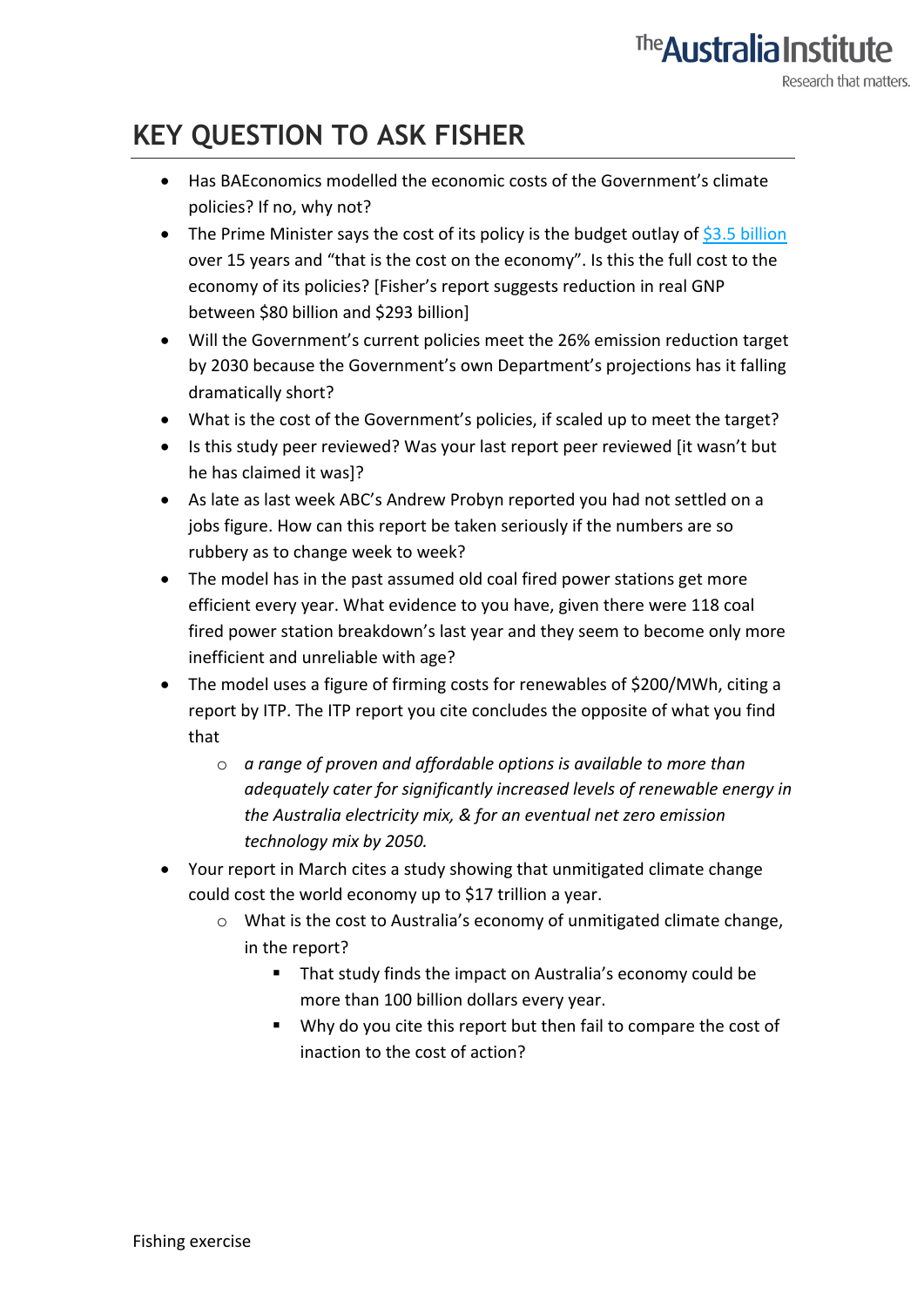# KEY QUESTION TO ASK FISHER

- Has BAEconomics modelled the economic costs of the Government's climate policies? If no, why not?
- The Prime Minister says the cost of its policy is the budget outlay of [$3.5 billion]() over 15 years and "that is the cost on the economy". Is this the full cost to the economy of its policies? [Fisher's report suggests reduction in real GNP between $80 billion and $293 billion]
- Will the Government's current policies meet the 26% emission reduction target by 2030 because the Government's own Department's projections has it falling dramatically short?
- What is the cost of the Government's policies, if scaled up to meet the target?
- Is this study peer reviewed? Was your last report peer reviewed [it wasn't but he has claimed it was]?
- As late as last week ABC's Andrew Probyn reported you had not settled on a jobs figure. How can this report be taken seriously if the numbers are so rubbery as to change week to week?
- The model has in the past assumed old coal fired power stations get more efficient every year. What evidence to you have, given there were 118 coal fired power station breakdown's last year and they seem to become only more inefficient and unreliable with age?
- The model uses a figure of firming costs for renewables of $200/MWh, citing a report by ITP. The ITP report you cite concludes the opposite of what you find that
  - *a range of proven and affordable options is available to more than adequately cater for significantly increased levels of renewable energy in the Australia electricity mix, & for an eventual net zero emission technology mix by 2050.*
- Your report in March cites a study showing that unmitigated climate change could cost the world economy up to $17 trillion a year.
  - What is the cost to Australia's economy of unmitigated climate change, in the report?
    - That study finds the impact on Australia's economy could be more than 100 billion dollars every year.
    - Why do you cite this report but then fail to compare the cost of inaction to the cost of action?